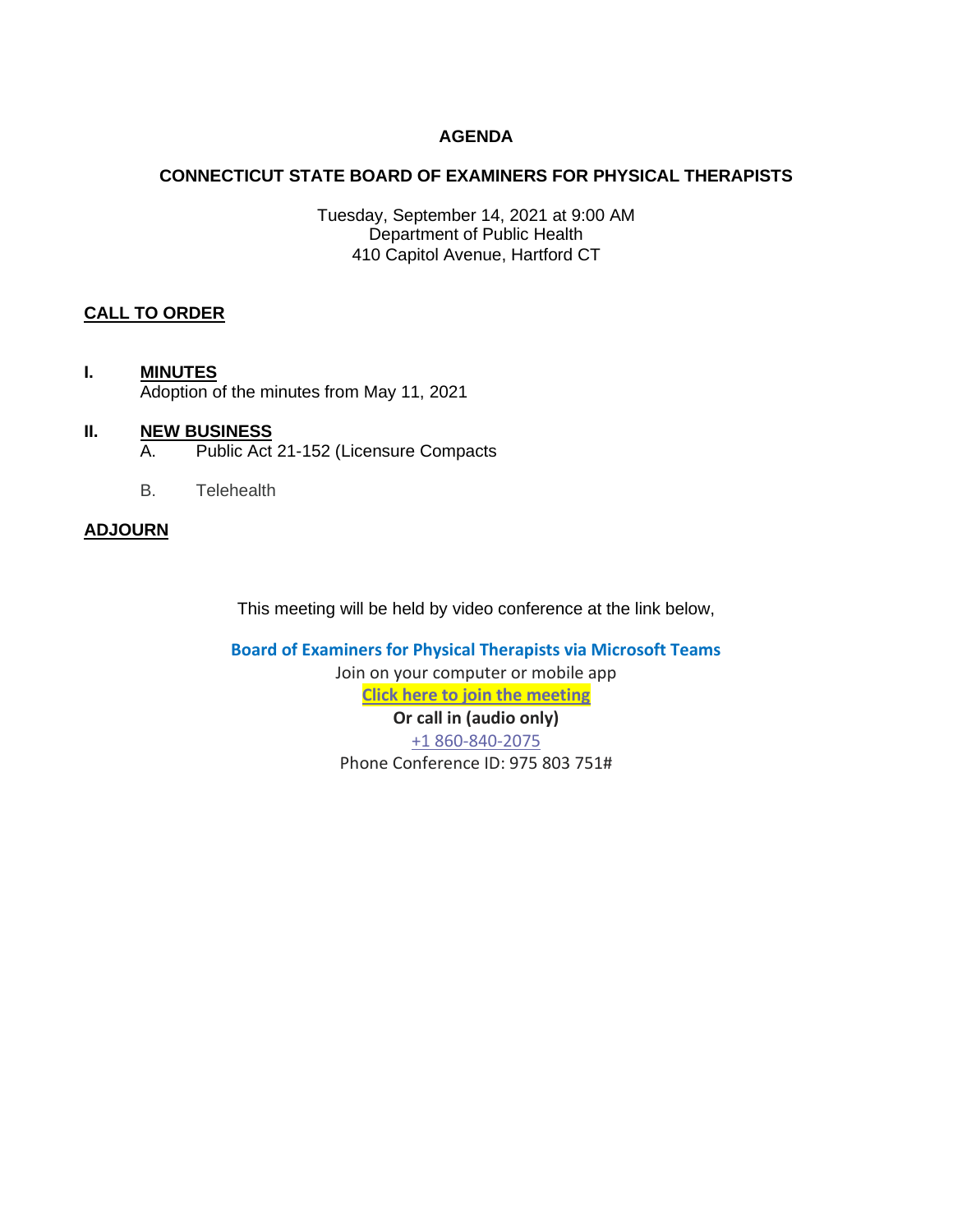# AGENDA

## CONNECTICUT STATE BOARD OF EXAMINERS FOR PHYSICAL THERAPISTS

Tuesday, September 14, 2021 at 9:00 AM
Department of Public Health
410 Capitol Avenue, Hartford CT

**CALL TO ORDER**

**I. MINUTES**
Adoption of the minutes from May 11, 2021

**II. NEW BUSINESS**
A. Public Act 21-152 (Licensure Compacts

B. Telehealth

**ADJOURN**

This meeting will be held by video conference at the link below,

**Board of Examiners for Physical Therapists via Microsoft Teams**
Join on your computer or mobile app
**Click here to join the meeting**
**Or call in (audio only)**
+1 860-840-2075
Phone Conference ID: 975 803 751#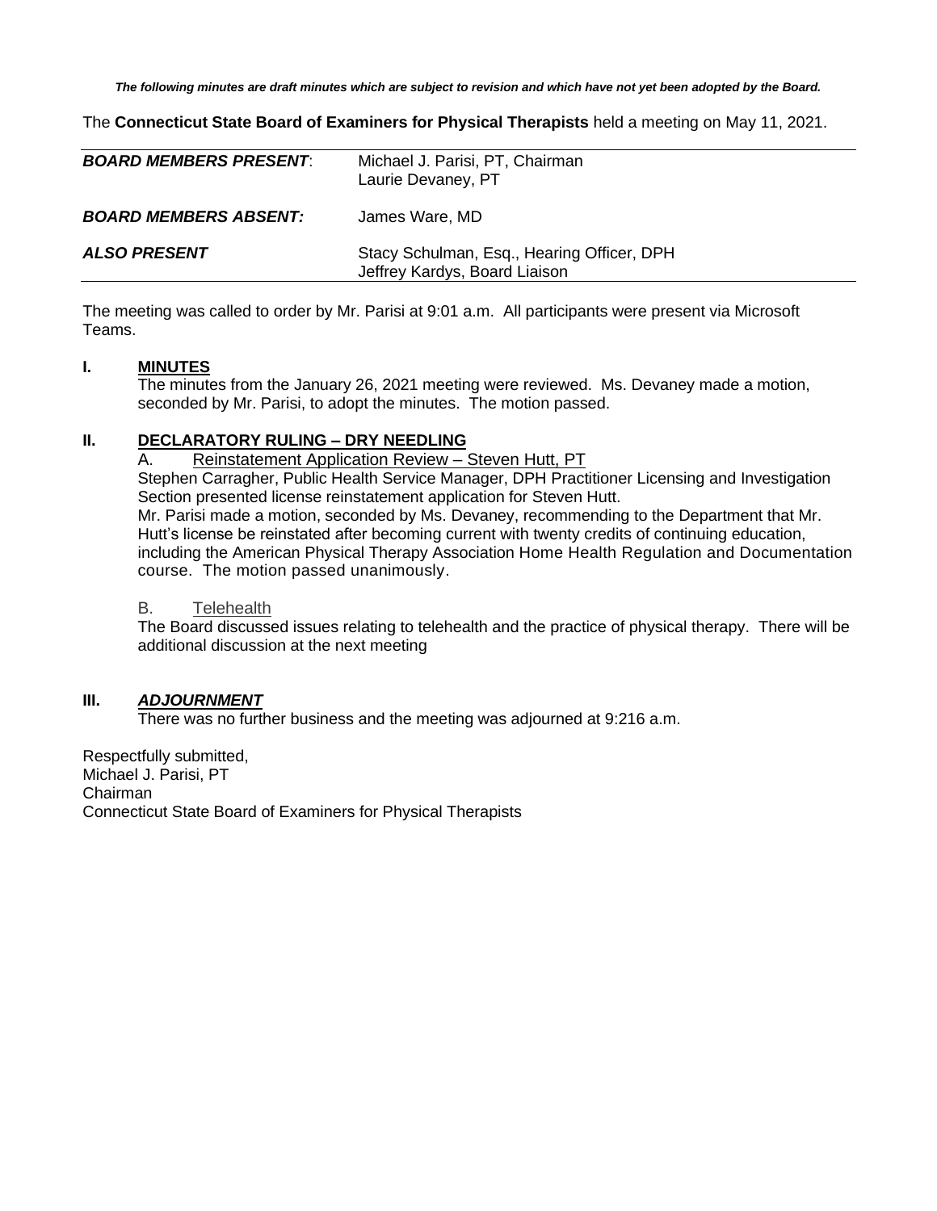*The following minutes are draft minutes which are subject to revision and which have not yet been adopted by the Board.*

The **Connecticut State Board of Examiners for Physical Therapists** held a meeting on May 11, 2021.

| | |
|---|---|
| ***BOARD MEMBERS PRESENT***: | Michael J. Parisi, PT, Chairman<br>Laurie Devaney, PT |
| ***BOARD MEMBERS ABSENT:*** | James Ware, MD |
| ***ALSO PRESENT*** | Stacy Schulman, Esq., Hearing Officer, DPH<br>Jeffrey Kardys, Board Liaison |

The meeting was called to order by Mr. Parisi at 9:01 a.m. All participants were present via Microsoft Teams.

**I. MINUTES**

The minutes from the January 26, 2021 meeting were reviewed. Ms. Devaney made a motion, seconded by Mr. Parisi, to adopt the minutes. The motion passed.

**II. DECLARATORY RULING – DRY NEEDLING**

A. Reinstatement Application Review – Steven Hutt, PT

Stephen Carragher, Public Health Service Manager, DPH Practitioner Licensing and Investigation Section presented license reinstatement application for Steven Hutt.

Mr. Parisi made a motion, seconded by Ms. Devaney, recommending to the Department that Mr. Hutt's license be reinstated after becoming current with twenty credits of continuing education, including the American Physical Therapy Association Home Health Regulation and Documentation course. The motion passed unanimously.

B. Telehealth

The Board discussed issues relating to telehealth and the practice of physical therapy. There will be additional discussion at the next meeting

**III. *ADJOURNMENT***

There was no further business and the meeting was adjourned at 9:216 a.m.

Respectfully submitted,
Michael J. Parisi, PT
Chairman
Connecticut State Board of Examiners for Physical Therapists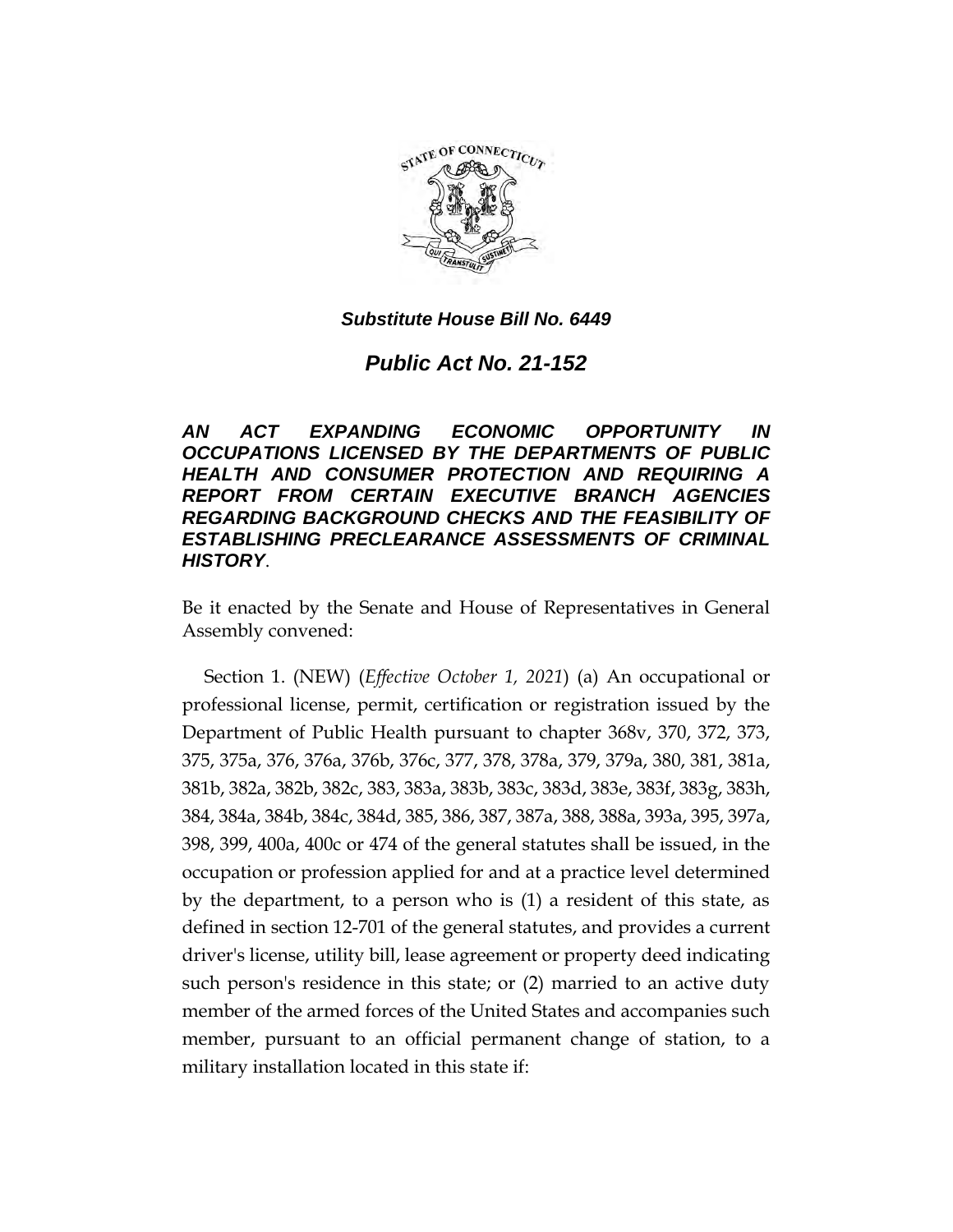*Substitute House Bill No. 6449*

# *Public Act No. 21-152*

***AN ACT EXPANDING ECONOMIC OPPORTUNITY IN OCCUPATIONS LICENSED BY THE DEPARTMENTS OF PUBLIC HEALTH AND CONSUMER PROTECTION AND REQUIRING A REPORT FROM CERTAIN EXECUTIVE BRANCH AGENCIES REGARDING BACKGROUND CHECKS AND THE FEASIBILITY OF ESTABLISHING PRECLEARANCE ASSESSMENTS OF CRIMINAL HISTORY***.

Be it enacted by the Senate and House of Representatives in General Assembly convened:

Section 1. (NEW) (*Effective October 1, 2021*) (a) An occupational or professional license, permit, certification or registration issued by the Department of Public Health pursuant to chapter 368v, 370, 372, 373, 375, 375a, 376, 376a, 376b, 376c, 377, 378, 378a, 379, 379a, 380, 381, 381a, 381b, 382a, 382b, 382c, 383, 383a, 383b, 383c, 383d, 383e, 383f, 383g, 383h, 384, 384a, 384b, 384c, 384d, 385, 386, 387, 387a, 388, 388a, 393a, 395, 397a, 398, 399, 400a, 400c or 474 of the general statutes shall be issued, in the occupation or profession applied for and at a practice level determined by the department, to a person who is (1) a resident of this state, as defined in section 12-701 of the general statutes, and provides a current driver's license, utility bill, lease agreement or property deed indicating such person's residence in this state; or (2) married to an active duty member of the armed forces of the United States and accompanies such member, pursuant to an official permanent change of station, to a military installation located in this state if: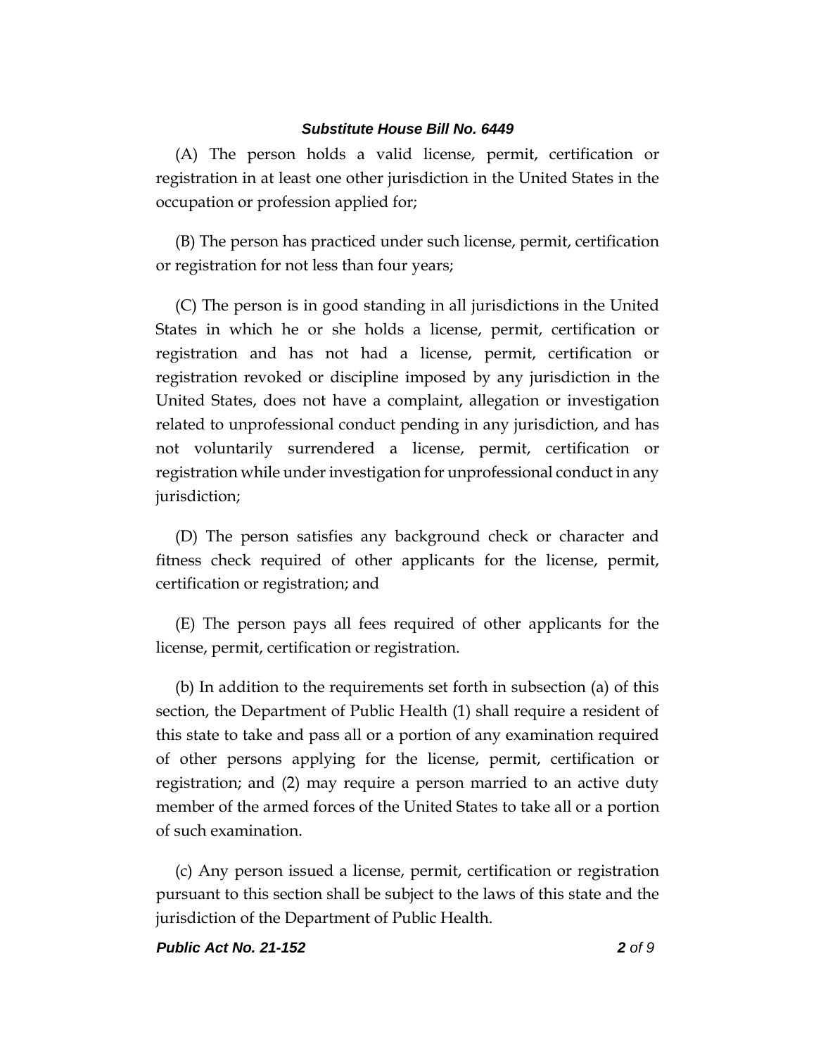(A) The person holds a valid license, permit, certification or registration in at least one other jurisdiction in the United States in the occupation or profession applied for;

(B) The person has practiced under such license, permit, certification or registration for not less than four years;

(C) The person is in good standing in all jurisdictions in the United States in which he or she holds a license, permit, certification or registration and has not had a license, permit, certification or registration revoked or discipline imposed by any jurisdiction in the United States, does not have a complaint, allegation or investigation related to unprofessional conduct pending in any jurisdiction, and has not voluntarily surrendered a license, permit, certification or registration while under investigation for unprofessional conduct in any jurisdiction;

(D) The person satisfies any background check or character and fitness check required of other applicants for the license, permit, certification or registration; and

(E) The person pays all fees required of other applicants for the license, permit, certification or registration.

(b) In addition to the requirements set forth in subsection (a) of this section, the Department of Public Health (1) shall require a resident of this state to take and pass all or a portion of any examination required of other persons applying for the license, permit, certification or registration; and (2) may require a person married to an active duty member of the armed forces of the United States to take all or a portion of such examination.

(c) Any person issued a license, permit, certification or registration pursuant to this section shall be subject to the laws of this state and the jurisdiction of the Department of Public Health.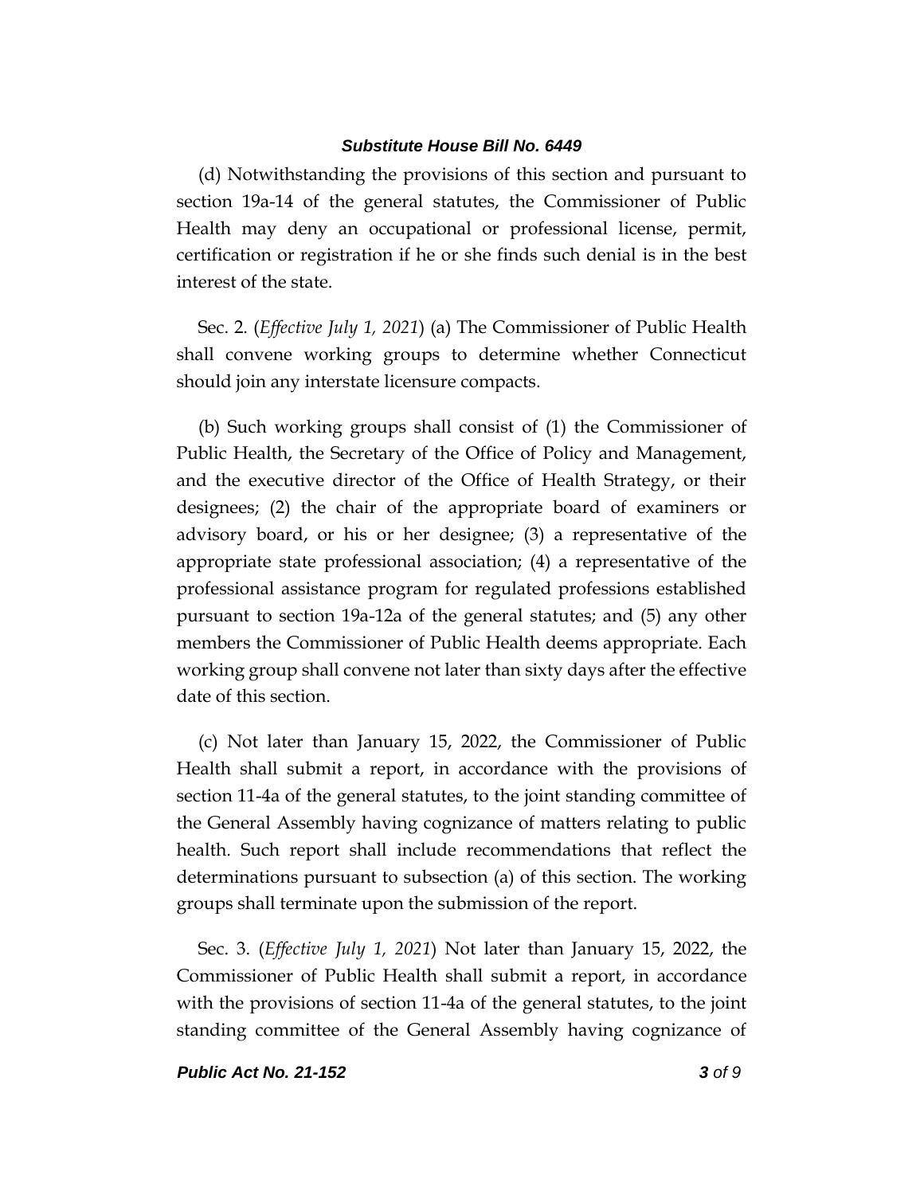(d) Notwithstanding the provisions of this section and pursuant to section 19a-14 of the general statutes, the Commissioner of Public Health may deny an occupational or professional license, permit, certification or registration if he or she finds such denial is in the best interest of the state.

Sec. 2. (*Effective July 1, 2021*) (a) The Commissioner of Public Health shall convene working groups to determine whether Connecticut should join any interstate licensure compacts.

(b) Such working groups shall consist of (1) the Commissioner of Public Health, the Secretary of the Office of Policy and Management, and the executive director of the Office of Health Strategy, or their designees; (2) the chair of the appropriate board of examiners or advisory board, or his or her designee; (3) a representative of the appropriate state professional association; (4) a representative of the professional assistance program for regulated professions established pursuant to section 19a-12a of the general statutes; and (5) any other members the Commissioner of Public Health deems appropriate. Each working group shall convene not later than sixty days after the effective date of this section.

(c) Not later than January 15, 2022, the Commissioner of Public Health shall submit a report, in accordance with the provisions of section 11-4a of the general statutes, to the joint standing committee of the General Assembly having cognizance of matters relating to public health. Such report shall include recommendations that reflect the determinations pursuant to subsection (a) of this section. The working groups shall terminate upon the submission of the report.

Sec. 3. (*Effective July 1, 2021*) Not later than January 15, 2022, the Commissioner of Public Health shall submit a report, in accordance with the provisions of section 11-4a of the general statutes, to the joint standing committee of the General Assembly having cognizance of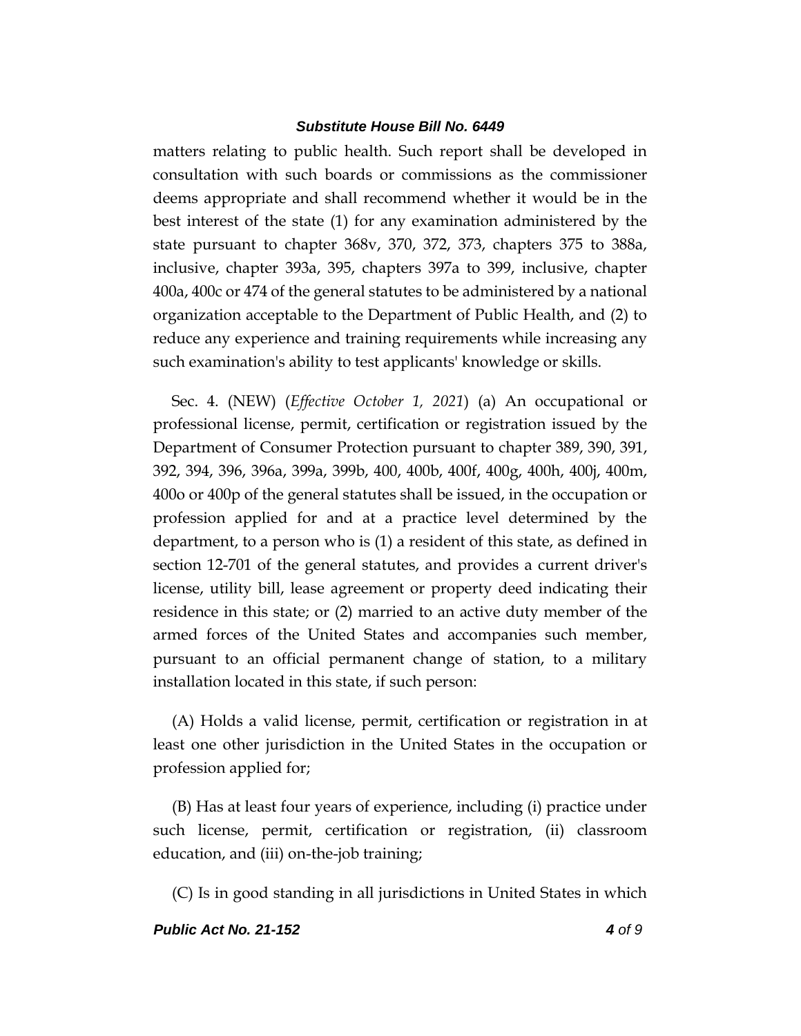matters relating to public health. Such report shall be developed in consultation with such boards or commissions as the commissioner deems appropriate and shall recommend whether it would be in the best interest of the state (1) for any examination administered by the state pursuant to chapter 368v, 370, 372, 373, chapters 375 to 388a, inclusive, chapter 393a, 395, chapters 397a to 399, inclusive, chapter 400a, 400c or 474 of the general statutes to be administered by a national organization acceptable to the Department of Public Health, and (2) to reduce any experience and training requirements while increasing any such examination's ability to test applicants' knowledge or skills.

Sec. 4. (NEW) (*Effective October 1, 2021*) (a) An occupational or professional license, permit, certification or registration issued by the Department of Consumer Protection pursuant to chapter 389, 390, 391, 392, 394, 396, 396a, 399a, 399b, 400, 400b, 400f, 400g, 400h, 400j, 400m, 400o or 400p of the general statutes shall be issued, in the occupation or profession applied for and at a practice level determined by the department, to a person who is (1) a resident of this state, as defined in section 12-701 of the general statutes, and provides a current driver's license, utility bill, lease agreement or property deed indicating their residence in this state; or (2) married to an active duty member of the armed forces of the United States and accompanies such member, pursuant to an official permanent change of station, to a military installation located in this state, if such person:

(A) Holds a valid license, permit, certification or registration in at least one other jurisdiction in the United States in the occupation or profession applied for;

(B) Has at least four years of experience, including (i) practice under such license, permit, certification or registration, (ii) classroom education, and (iii) on-the-job training;

(C) Is in good standing in all jurisdictions in United States in which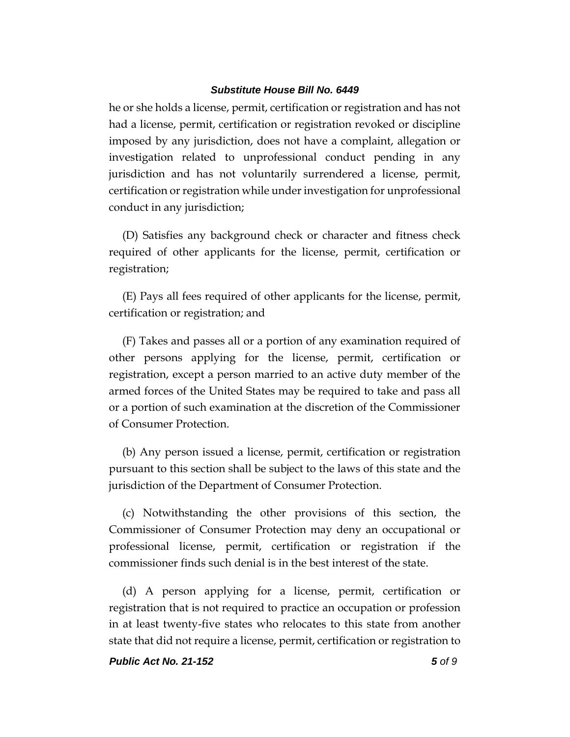he or she holds a license, permit, certification or registration and has not had a license, permit, certification or registration revoked or discipline imposed by any jurisdiction, does not have a complaint, allegation or investigation related to unprofessional conduct pending in any jurisdiction and has not voluntarily surrendered a license, permit, certification or registration while under investigation for unprofessional conduct in any jurisdiction;

(D) Satisfies any background check or character and fitness check required of other applicants for the license, permit, certification or registration;

(E) Pays all fees required of other applicants for the license, permit, certification or registration; and

(F) Takes and passes all or a portion of any examination required of other persons applying for the license, permit, certification or registration, except a person married to an active duty member of the armed forces of the United States may be required to take and pass all or a portion of such examination at the discretion of the Commissioner of Consumer Protection.

(b) Any person issued a license, permit, certification or registration pursuant to this section shall be subject to the laws of this state and the jurisdiction of the Department of Consumer Protection.

(c) Notwithstanding the other provisions of this section, the Commissioner of Consumer Protection may deny an occupational or professional license, permit, certification or registration if the commissioner finds such denial is in the best interest of the state.

(d) A person applying for a license, permit, certification or registration that is not required to practice an occupation or profession in at least twenty-five states who relocates to this state from another state that did not require a license, permit, certification or registration to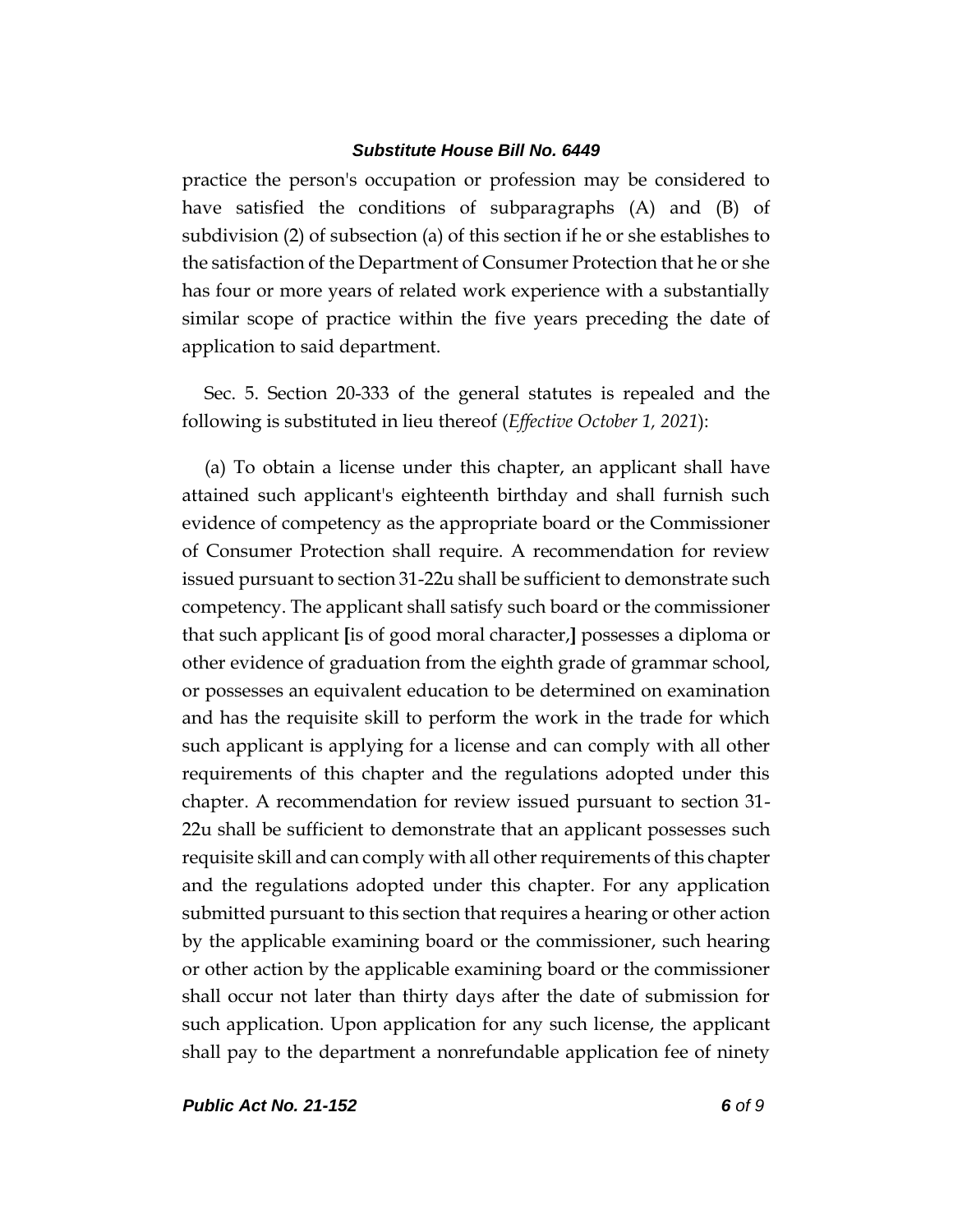practice the person's occupation or profession may be considered to have satisfied the conditions of subparagraphs (A) and (B) of subdivision (2) of subsection (a) of this section if he or she establishes to the satisfaction of the Department of Consumer Protection that he or she has four or more years of related work experience with a substantially similar scope of practice within the five years preceding the date of application to said department.

Sec. 5. Section 20-333 of the general statutes is repealed and the following is substituted in lieu thereof (*Effective October 1, 2021*):

(a) To obtain a license under this chapter, an applicant shall have attained such applicant's eighteenth birthday and shall furnish such evidence of competency as the appropriate board or the Commissioner of Consumer Protection shall require. A recommendation for review issued pursuant to section 31-22u shall be sufficient to demonstrate such competency. The applicant shall satisfy such board or the commissioner that such applicant **[**is of good moral character,**]** possesses a diploma or other evidence of graduation from the eighth grade of grammar school, or possesses an equivalent education to be determined on examination and has the requisite skill to perform the work in the trade for which such applicant is applying for a license and can comply with all other requirements of this chapter and the regulations adopted under this chapter. A recommendation for review issued pursuant to section 31-22u shall be sufficient to demonstrate that an applicant possesses such requisite skill and can comply with all other requirements of this chapter and the regulations adopted under this chapter. For any application submitted pursuant to this section that requires a hearing or other action by the applicable examining board or the commissioner, such hearing or other action by the applicable examining board or the commissioner shall occur not later than thirty days after the date of submission for such application. Upon application for any such license, the applicant shall pay to the department a nonrefundable application fee of ninety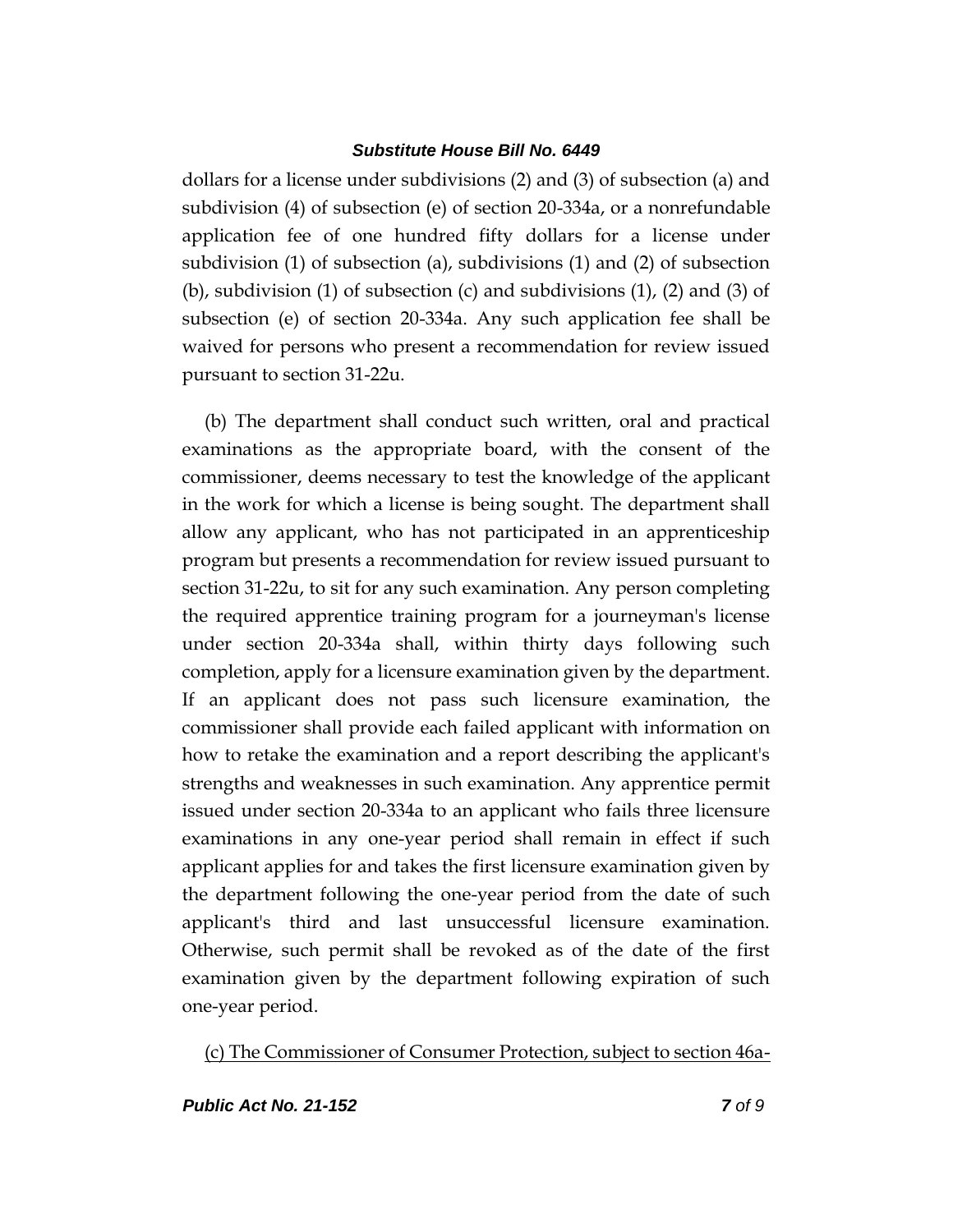dollars for a license under subdivisions (2) and (3) of subsection (a) and subdivision (4) of subsection (e) of section 20-334a, or a nonrefundable application fee of one hundred fifty dollars for a license under subdivision (1) of subsection (a), subdivisions (1) and (2) of subsection (b), subdivision (1) of subsection (c) and subdivisions (1), (2) and (3) of subsection (e) of section 20-334a. Any such application fee shall be waived for persons who present a recommendation for review issued pursuant to section 31-22u.

(b) The department shall conduct such written, oral and practical examinations as the appropriate board, with the consent of the commissioner, deems necessary to test the knowledge of the applicant in the work for which a license is being sought. The department shall allow any applicant, who has not participated in an apprenticeship program but presents a recommendation for review issued pursuant to section 31-22u, to sit for any such examination. Any person completing the required apprentice training program for a journeyman's license under section 20-334a shall, within thirty days following such completion, apply for a licensure examination given by the department. If an applicant does not pass such licensure examination, the commissioner shall provide each failed applicant with information on how to retake the examination and a report describing the applicant's strengths and weaknesses in such examination. Any apprentice permit issued under section 20-334a to an applicant who fails three licensure examinations in any one-year period shall remain in effect if such applicant applies for and takes the first licensure examination given by the department following the one-year period from the date of such applicant's third and last unsuccessful licensure examination. Otherwise, such permit shall be revoked as of the date of the first examination given by the department following expiration of such one-year period.

<u>(c) The Commissioner of Consumer Protection, subject to section 46a-</u>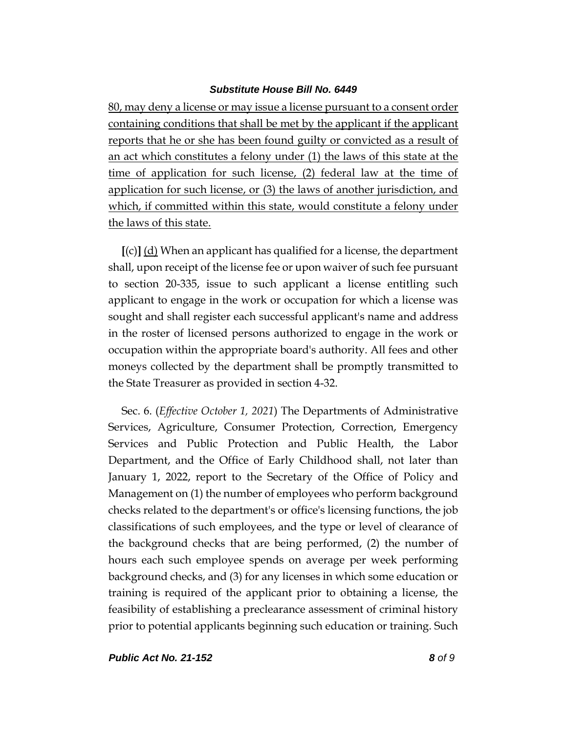80, may deny a license or may issue a license pursuant to a consent order containing conditions that shall be met by the applicant if the applicant reports that he or she has been found guilty or convicted as a result of an act which constitutes a felony under (1) the laws of this state at the time of application for such license, (2) federal law at the time of application for such license, or (3) the laws of another jurisdiction, and which, if committed within this state, would constitute a felony under the laws of this state.

**[**(c)**]** (d) When an applicant has qualified for a license, the department shall, upon receipt of the license fee or upon waiver of such fee pursuant to section 20-335, issue to such applicant a license entitling such applicant to engage in the work or occupation for which a license was sought and shall register each successful applicant's name and address in the roster of licensed persons authorized to engage in the work or occupation within the appropriate board's authority. All fees and other moneys collected by the department shall be promptly transmitted to the State Treasurer as provided in section 4-32.

Sec. 6. (*Effective October 1, 2021*) The Departments of Administrative Services, Agriculture, Consumer Protection, Correction, Emergency Services and Public Protection and Public Health, the Labor Department, and the Office of Early Childhood shall, not later than January 1, 2022, report to the Secretary of the Office of Policy and Management on (1) the number of employees who perform background checks related to the department's or office's licensing functions, the job classifications of such employees, and the type or level of clearance of the background checks that are being performed, (2) the number of hours each such employee spends on average per week performing background checks, and (3) for any licenses in which some education or training is required of the applicant prior to obtaining a license, the feasibility of establishing a preclearance assessment of criminal history prior to potential applicants beginning such education or training. Such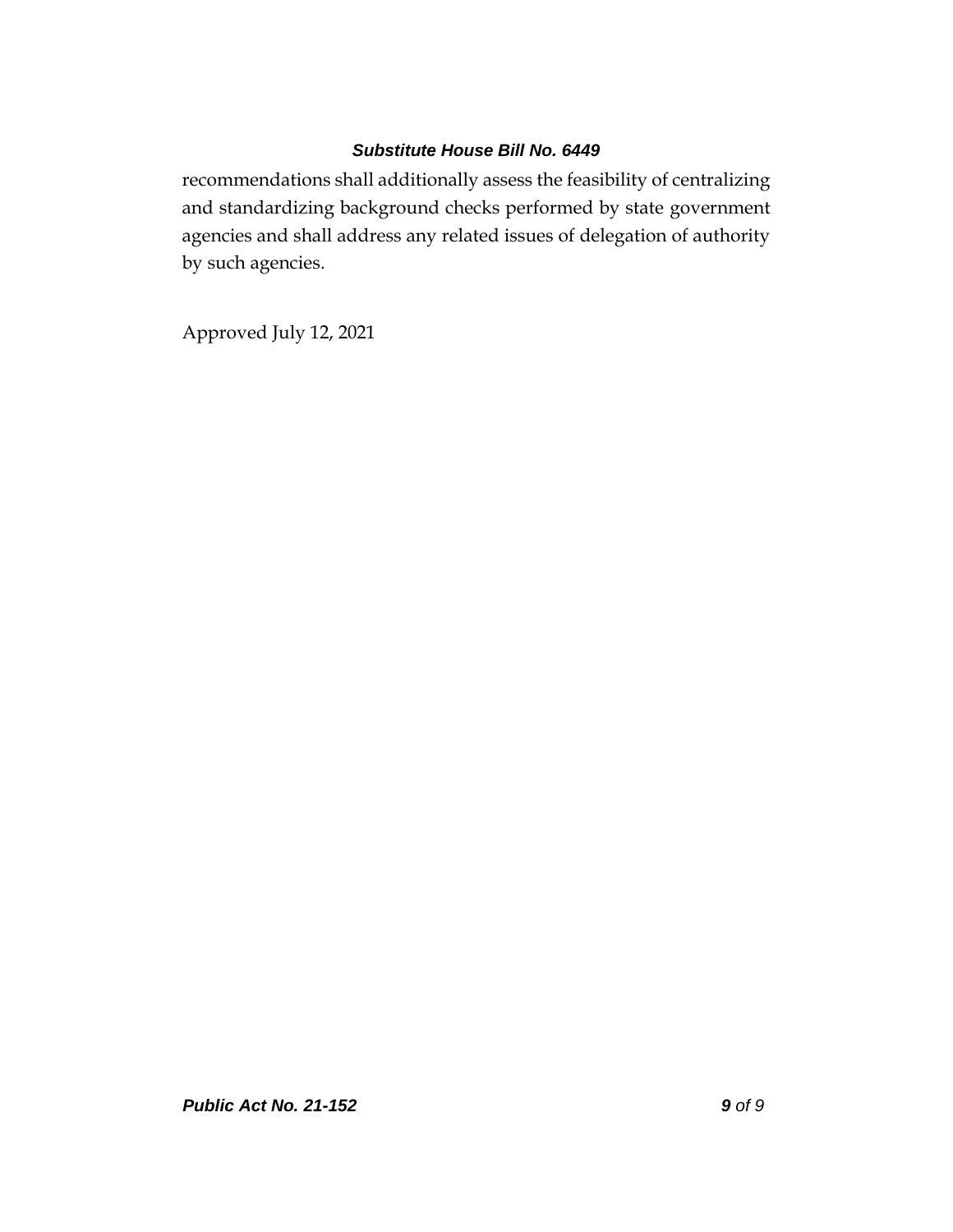recommendations shall additionally assess the feasibility of centralizing and standardizing background checks performed by state government agencies and shall address any related issues of delegation of authority by such agencies.

Approved July 12, 2021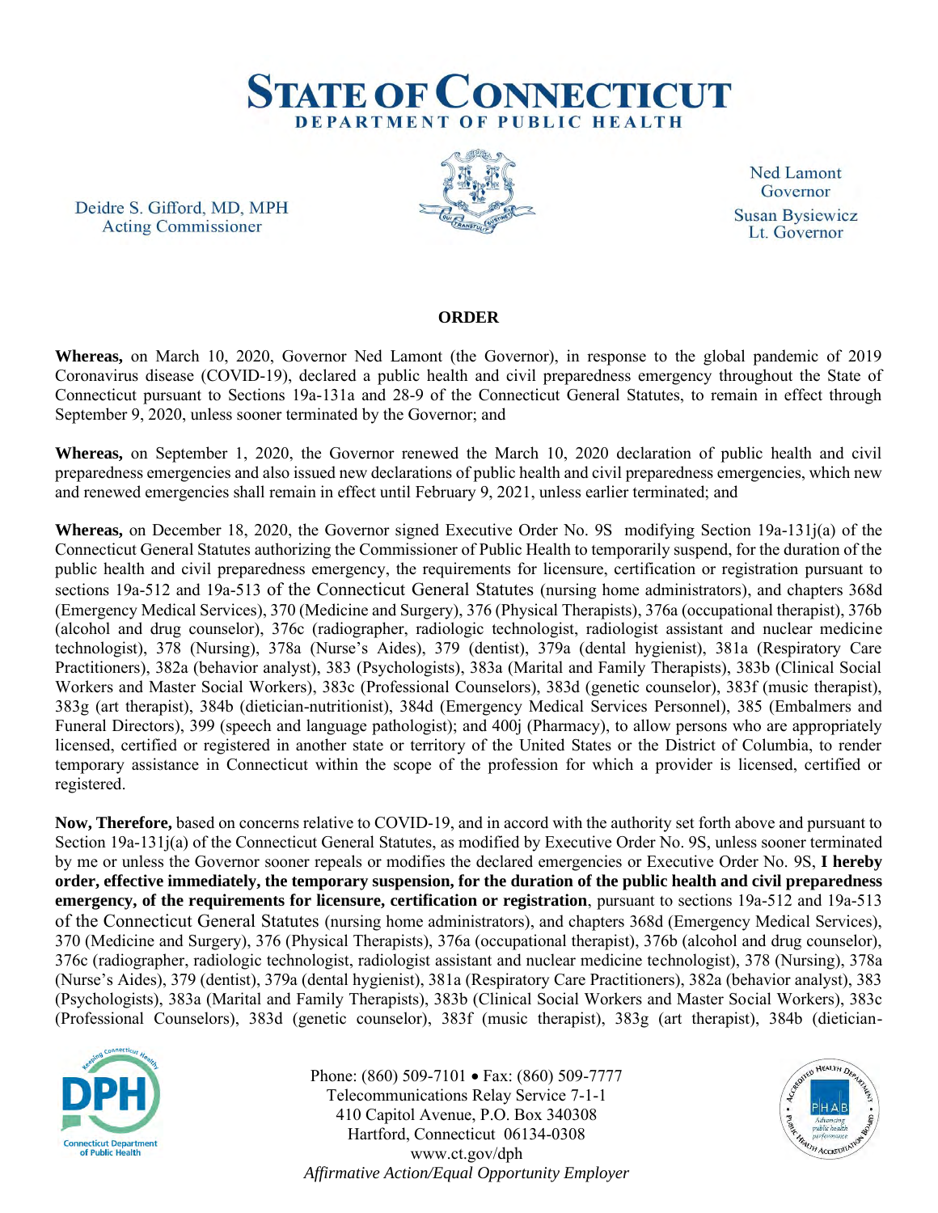# STATE OF CONNECTICUT

DEPARTMENT OF PUBLIC HEALTH

Deidre S. Gifford, MD, MPH
Acting Commissioner

Ned Lamont
Governor

Susan Bysiewicz
Lt. Governor

**ORDER**

**Whereas,** on March 10, 2020, Governor Ned Lamont (the Governor), in response to the global pandemic of 2019 Coronavirus disease (COVID-19), declared a public health and civil preparedness emergency throughout the State of Connecticut pursuant to Sections 19a-131a and 28-9 of the Connecticut General Statutes, to remain in effect through September 9, 2020, unless sooner terminated by the Governor; and

**Whereas,** on September 1, 2020, the Governor renewed the March 10, 2020 declaration of public health and civil preparedness emergencies and also issued new declarations of public health and civil preparedness emergencies, which new and renewed emergencies shall remain in effect until February 9, 2021, unless earlier terminated; and

**Whereas,** on December 18, 2020, the Governor signed Executive Order No. 9S modifying Section 19a-131j(a) of the Connecticut General Statutes authorizing the Commissioner of Public Health to temporarily suspend, for the duration of the public health and civil preparedness emergency, the requirements for licensure, certification or registration pursuant to sections 19a-512 and 19a-513 of the Connecticut General Statutes (nursing home administrators), and chapters 368d (Emergency Medical Services), 370 (Medicine and Surgery), 376 (Physical Therapists), 376a (occupational therapist), 376b (alcohol and drug counselor), 376c (radiographer, radiologic technologist, radiologist assistant and nuclear medicine technologist), 378 (Nursing), 378a (Nurse's Aides), 379 (dentist), 379a (dental hygienist), 381a (Respiratory Care Practitioners), 382a (behavior analyst), 383 (Psychologists), 383a (Marital and Family Therapists), 383b (Clinical Social Workers and Master Social Workers), 383c (Professional Counselors), 383d (genetic counselor), 383f (music therapist), 383g (art therapist), 384b (dietician-nutritionist), 384d (Emergency Medical Services Personnel), 385 (Embalmers and Funeral Directors), 399 (speech and language pathologist); and 400j (Pharmacy), to allow persons who are appropriately licensed, certified or registered in another state or territory of the United States or the District of Columbia, to render temporary assistance in Connecticut within the scope of the profession for which a provider is licensed, certified or registered.

**Now, Therefore,** based on concerns relative to COVID-19, and in accord with the authority set forth above and pursuant to Section 19a-131j(a) of the Connecticut General Statutes, as modified by Executive Order No. 9S, unless sooner terminated by me or unless the Governor sooner repeals or modifies the declared emergencies or Executive Order No. 9S, **I hereby order, effective immediately, the temporary suspension, for the duration of the public health and civil preparedness emergency, of the requirements for licensure, certification or registration**, pursuant to sections 19a-512 and 19a-513 of the Connecticut General Statutes (nursing home administrators), and chapters 368d (Emergency Medical Services), 370 (Medicine and Surgery), 376 (Physical Therapists), 376a (occupational therapist), 376b (alcohol and drug counselor), 376c (radiographer, radiologic technologist, radiologist assistant and nuclear medicine technologist), 378 (Nursing), 378a (Nurse's Aides), 379 (dentist), 379a (dental hygienist), 381a (Respiratory Care Practitioners), 382a (behavior analyst), 383 (Psychologists), 383a (Marital and Family Therapists), 383b (Clinical Social Workers and Master Social Workers), 383c (Professional Counselors), 383d (genetic counselor), 383f (music therapist), 383g (art therapist), 384b (dietician-

Phone: (860) 509-7101 • Fax: (860) 509-7777
Telecommunications Relay Service 7-1-1
410 Capitol Avenue, P.O. Box 340308
Hartford, Connecticut 06134-0308
www.ct.gov/dph
*Affirmative Action/Equal Opportunity Employer*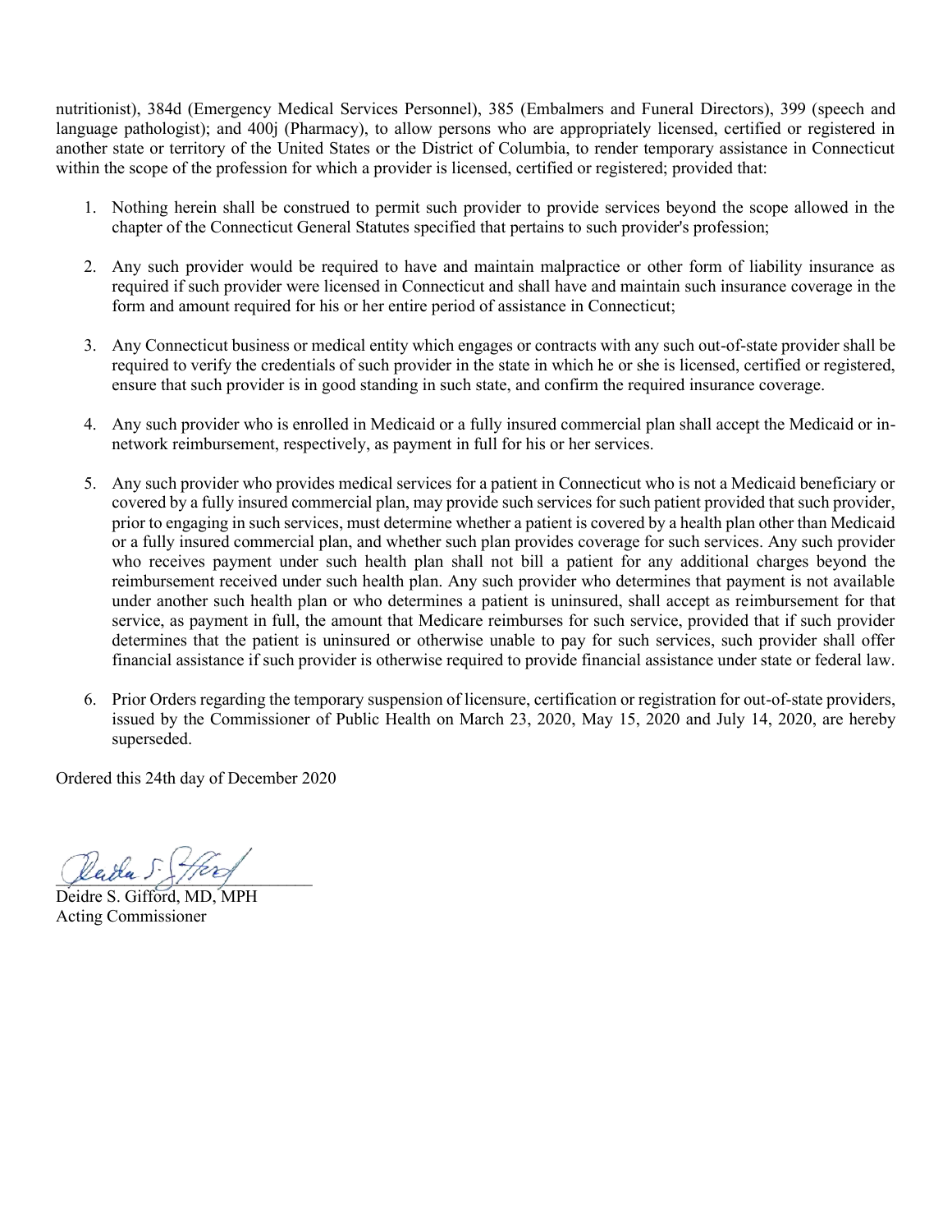nutritionist), 384d (Emergency Medical Services Personnel), 385 (Embalmers and Funeral Directors), 399 (speech and language pathologist); and 400j (Pharmacy), to allow persons who are appropriately licensed, certified or registered in another state or territory of the United States or the District of Columbia, to render temporary assistance in Connecticut within the scope of the profession for which a provider is licensed, certified or registered; provided that:

1. Nothing herein shall be construed to permit such provider to provide services beyond the scope allowed in the chapter of the Connecticut General Statutes specified that pertains to such provider's profession;

2. Any such provider would be required to have and maintain malpractice or other form of liability insurance as required if such provider were licensed in Connecticut and shall have and maintain such insurance coverage in the form and amount required for his or her entire period of assistance in Connecticut;

3. Any Connecticut business or medical entity which engages or contracts with any such out-of-state provider shall be required to verify the credentials of such provider in the state in which he or she is licensed, certified or registered, ensure that such provider is in good standing in such state, and confirm the required insurance coverage.

4. Any such provider who is enrolled in Medicaid or a fully insured commercial plan shall accept the Medicaid or in-network reimbursement, respectively, as payment in full for his or her services.

5. Any such provider who provides medical services for a patient in Connecticut who is not a Medicaid beneficiary or covered by a fully insured commercial plan, may provide such services for such patient provided that such provider, prior to engaging in such services, must determine whether a patient is covered by a health plan other than Medicaid or a fully insured commercial plan, and whether such plan provides coverage for such services. Any such provider who receives payment under such health plan shall not bill a patient for any additional charges beyond the reimbursement received under such health plan. Any such provider who determines that payment is not available under another such health plan or who determines a patient is uninsured, shall accept as reimbursement for that service, as payment in full, the amount that Medicare reimburses for such service, provided that if such provider determines that the patient is uninsured or otherwise unable to pay for such services, such provider shall offer financial assistance if such provider is otherwise required to provide financial assistance under state or federal law.

6. Prior Orders regarding the temporary suspension of licensure, certification or registration for out-of-state providers, issued by the Commissioner of Public Health on March 23, 2020, May 15, 2020 and July 14, 2020, are hereby superseded.

Ordered this 24th day of December 2020

Deidre S. Gifford, MD, MPH
Acting Commissioner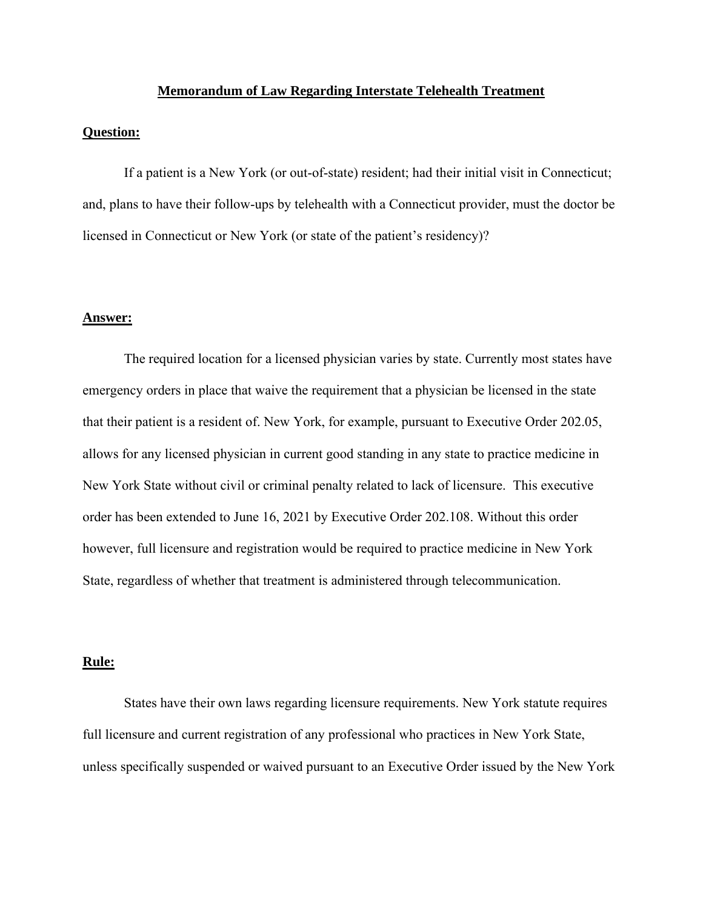# Memorandum of Law Regarding Interstate Telehealth Treatment

**Question:**

If a patient is a New York (or out-of-state) resident; had their initial visit in Connecticut; and, plans to have their follow-ups by telehealth with a Connecticut provider, must the doctor be licensed in Connecticut or New York (or state of the patient's residency)?

**Answer:**

The required location for a licensed physician varies by state. Currently most states have emergency orders in place that waive the requirement that a physician be licensed in the state that their patient is a resident of. New York, for example, pursuant to Executive Order 202.05, allows for any licensed physician in current good standing in any state to practice medicine in New York State without civil or criminal penalty related to lack of licensure. This executive order has been extended to June 16, 2021 by Executive Order 202.108. Without this order however, full licensure and registration would be required to practice medicine in New York State, regardless of whether that treatment is administered through telecommunication.

**Rule:**

States have their own laws regarding licensure requirements. New York statute requires full licensure and current registration of any professional who practices in New York State, unless specifically suspended or waived pursuant to an Executive Order issued by the New York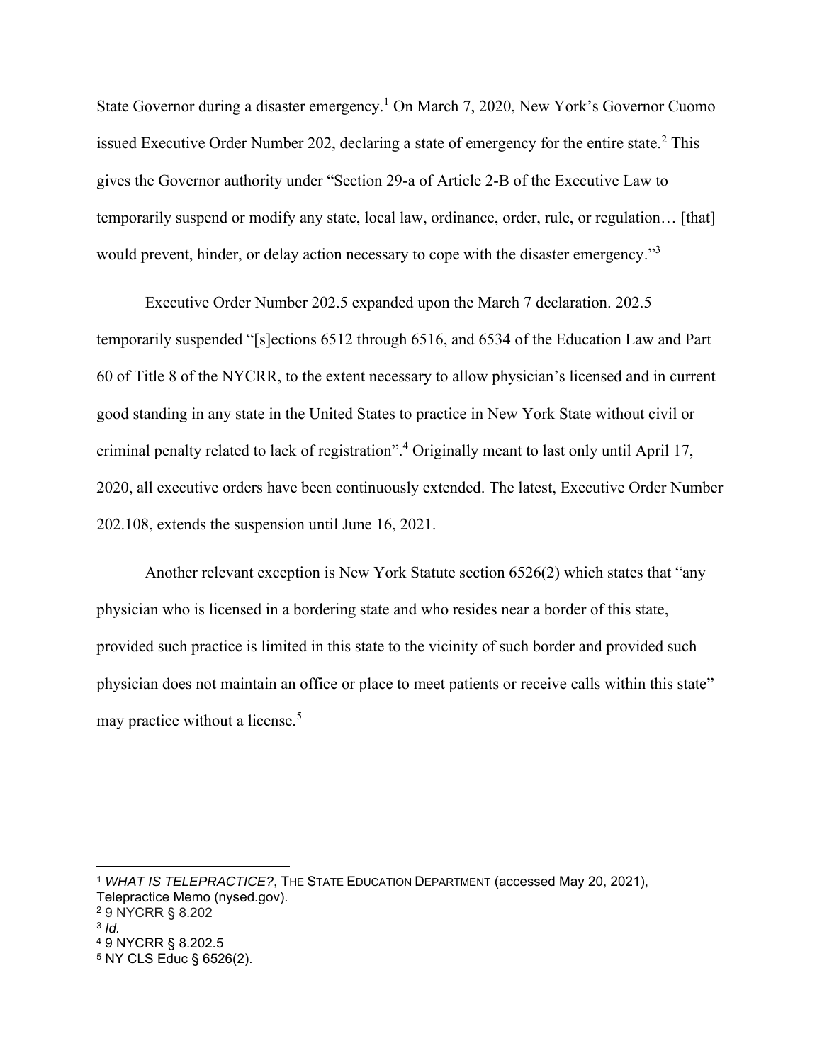State Governor during a disaster emergency.[1] On March 7, 2020, New York's Governor Cuomo issued Executive Order Number 202, declaring a state of emergency for the entire state.[2] This gives the Governor authority under "Section 29-a of Article 2-B of the Executive Law to temporarily suspend or modify any state, local law, ordinance, order, rule, or regulation… [that] would prevent, hinder, or delay action necessary to cope with the disaster emergency."[3]

Executive Order Number 202.5 expanded upon the March 7 declaration. 202.5 temporarily suspended "[s]ections 6512 through 6516, and 6534 of the Education Law and Part 60 of Title 8 of the NYCRR, to the extent necessary to allow physician's licensed and in current good standing in any state in the United States to practice in New York State without civil or criminal penalty related to lack of registration".[4] Originally meant to last only until April 17, 2020, all executive orders have been continuously extended. The latest, Executive Order Number 202.108, extends the suspension until June 16, 2021.

Another relevant exception is New York Statute section 6526(2) which states that "any physician who is licensed in a bordering state and who resides near a border of this state, provided such practice is limited in this state to the vicinity of such border and provided such physician does not maintain an office or place to meet patients or receive calls within this state" may practice without a license.[5]

---

[1] *WHAT IS TELEPRACTICE?*, THE STATE EDUCATION DEPARTMENT (accessed May 20, 2021), Telepractice Memo (nysed.gov).

[2] 9 NYCRR § 8.202

[3] *Id.*

[4] 9 NYCRR § 8.202.5

[5] NY CLS Educ § 6526(2).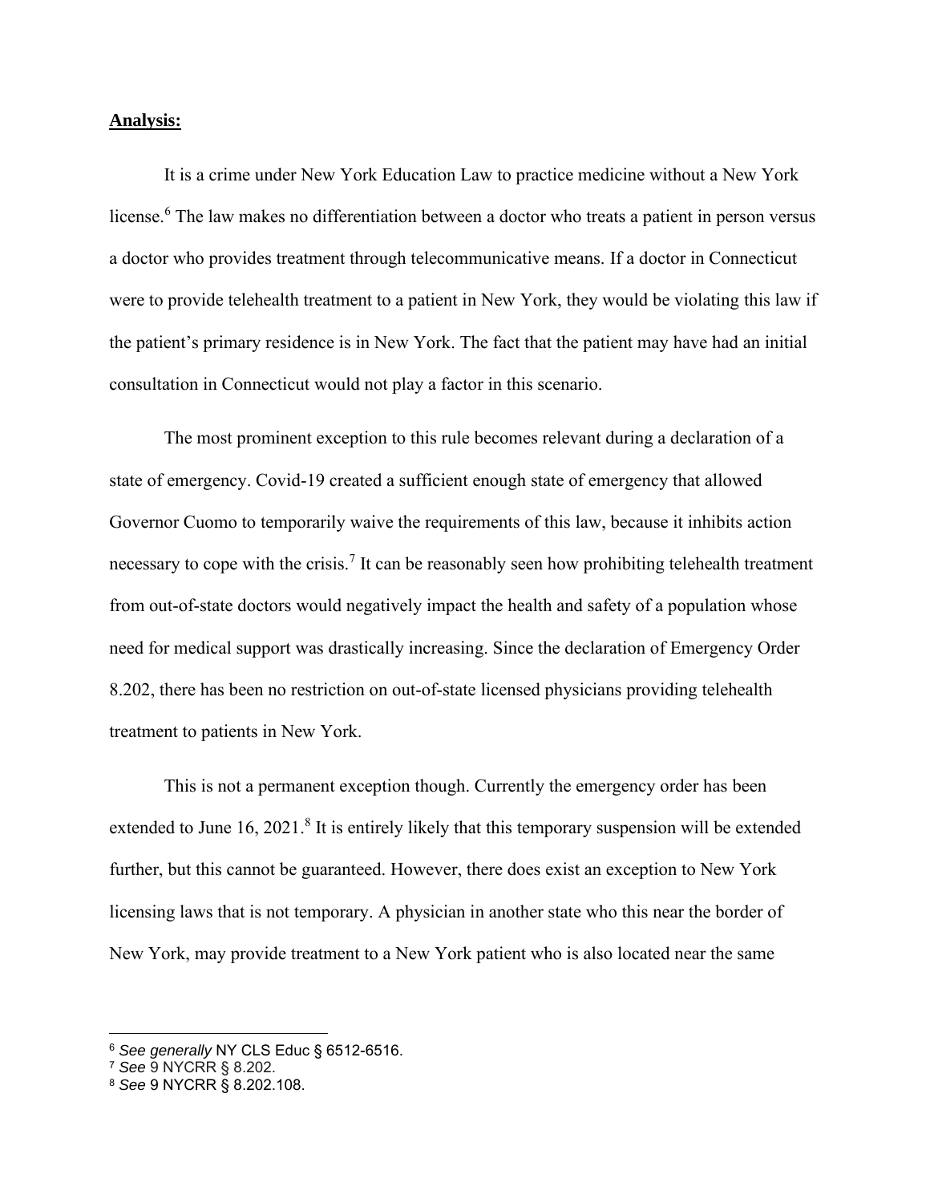**Analysis:**

It is a crime under New York Education Law to practice medicine without a New York license.[6] The law makes no differentiation between a doctor who treats a patient in person versus a doctor who provides treatment through telecommunicative means. If a doctor in Connecticut were to provide telehealth treatment to a patient in New York, they would be violating this law if the patient's primary residence is in New York. The fact that the patient may have had an initial consultation in Connecticut would not play a factor in this scenario.

The most prominent exception to this rule becomes relevant during a declaration of a state of emergency. Covid-19 created a sufficient enough state of emergency that allowed Governor Cuomo to temporarily waive the requirements of this law, because it inhibits action necessary to cope with the crisis.[7] It can be reasonably seen how prohibiting telehealth treatment from out-of-state doctors would negatively impact the health and safety of a population whose need for medical support was drastically increasing. Since the declaration of Emergency Order 8.202, there has been no restriction on out-of-state licensed physicians providing telehealth treatment to patients in New York.

This is not a permanent exception though. Currently the emergency order has been extended to June 16, 2021.[8] It is entirely likely that this temporary suspension will be extended further, but this cannot be guaranteed. However, there does exist an exception to New York licensing laws that is not temporary. A physician in another state who this near the border of New York, may provide treatment to a New York patient who is also located near the same

[6] *See generally* NY CLS Educ § 6512-6516.

[7] *See* 9 NYCRR § 8.202.

[8] *See* 9 NYCRR § 8.202.108.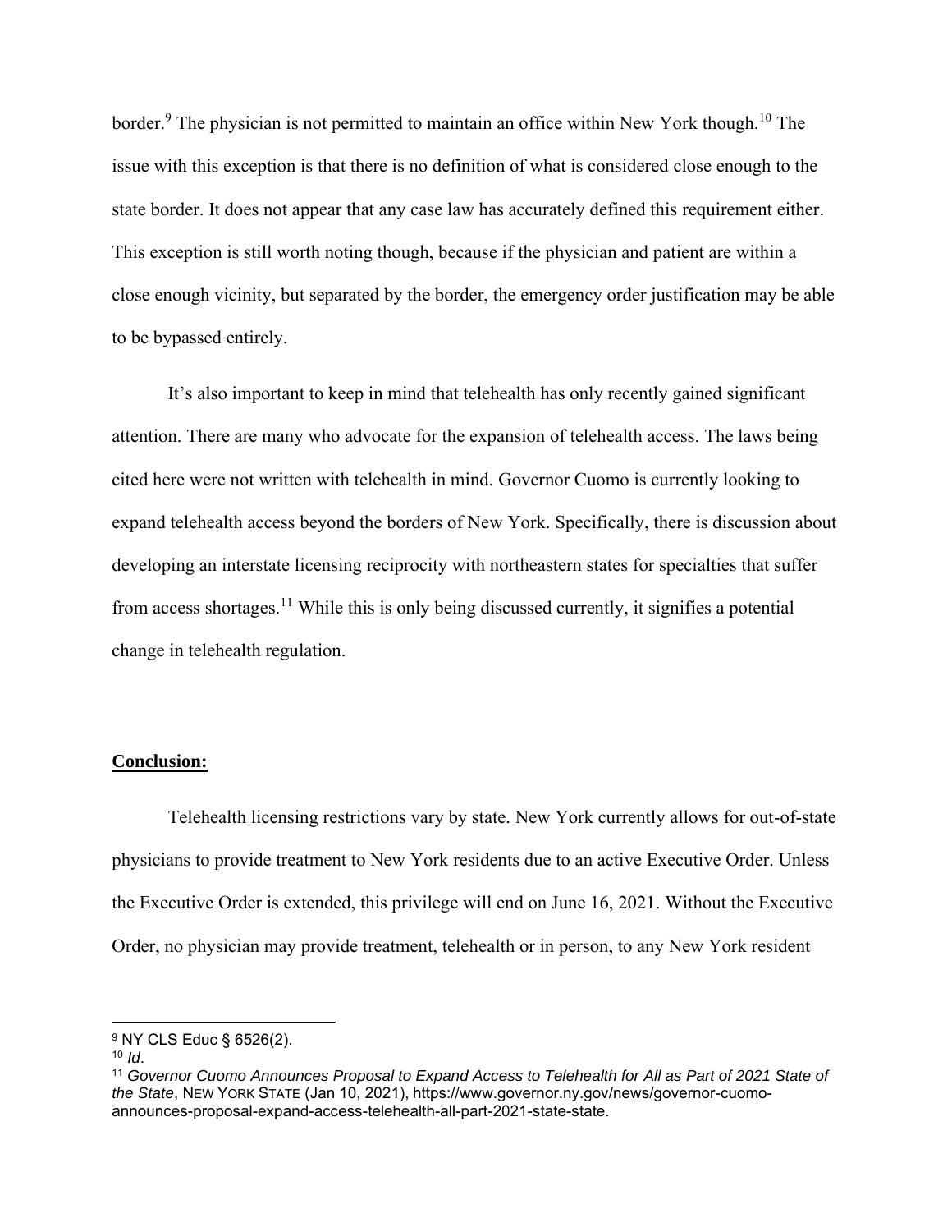border.[9] The physician is not permitted to maintain an office within New York though.[10] The issue with this exception is that there is no definition of what is considered close enough to the state border. It does not appear that any case law has accurately defined this requirement either. This exception is still worth noting though, because if the physician and patient are within a close enough vicinity, but separated by the border, the emergency order justification may be able to be bypassed entirely.

It's also important to keep in mind that telehealth has only recently gained significant attention. There are many who advocate for the expansion of telehealth access. The laws being cited here were not written with telehealth in mind. Governor Cuomo is currently looking to expand telehealth access beyond the borders of New York. Specifically, there is discussion about developing an interstate licensing reciprocity with northeastern states for specialties that suffer from access shortages.[11] While this is only being discussed currently, it signifies a potential change in telehealth regulation.

## **Conclusion:**

Telehealth licensing restrictions vary by state. New York currently allows for out-of-state physicians to provide treatment to New York residents due to an active Executive Order. Unless the Executive Order is extended, this privilege will end on June 16, 2021. Without the Executive Order, no physician may provide treatment, telehealth or in person, to any New York resident

---

[9] NY CLS Educ § 6526(2).

[10] *Id*.

[11] *Governor Cuomo Announces Proposal to Expand Access to Telehealth for All as Part of 2021 State of the State*, NEW YORK STATE (Jan 10, 2021), https://www.governor.ny.gov/news/governor-cuomo-announces-proposal-expand-access-telehealth-all-part-2021-state-state.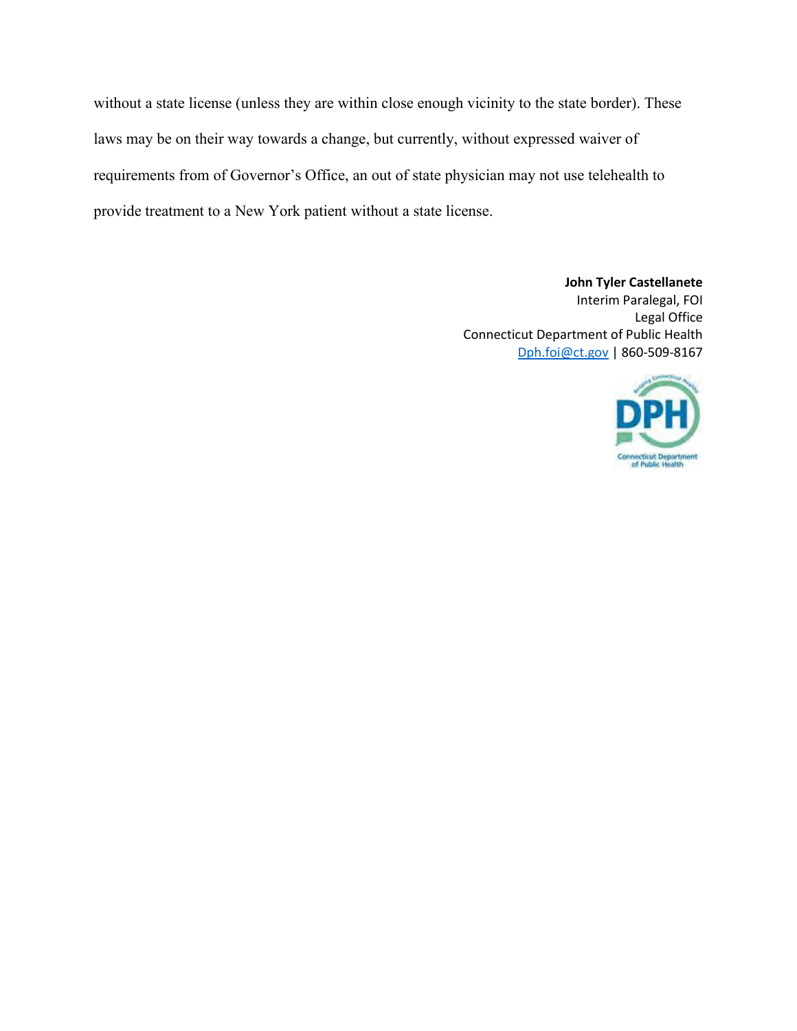without a state license (unless they are within close enough vicinity to the state border). These laws may be on their way towards a change, but currently, without expressed waiver of requirements from of Governor's Office, an out of state physician may not use telehealth to provide treatment to a New York patient without a state license.

**John Tyler Castellanete**
Interim Paralegal, FOI
Legal Office
Connecticut Department of Public Health
Dph.foi@ct.gov | 860-509-8167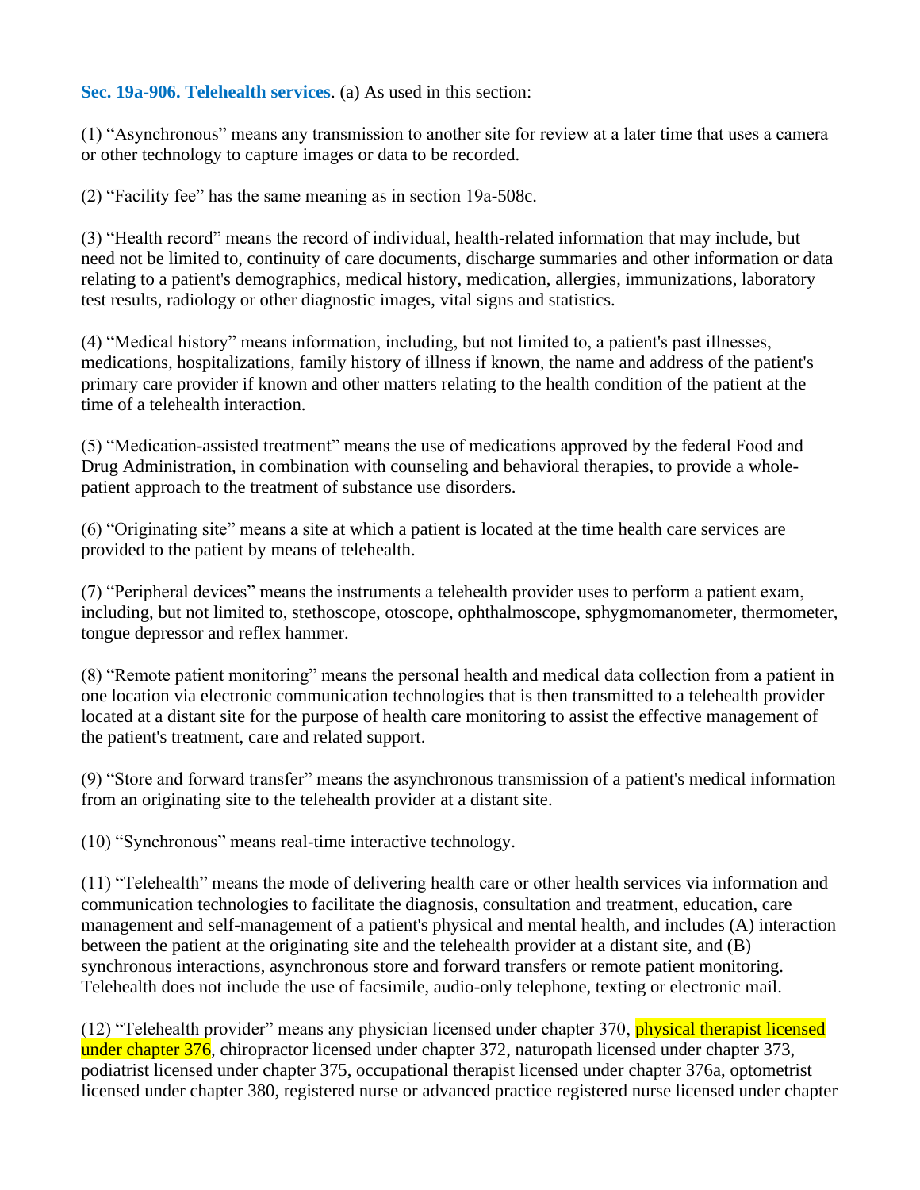**Sec. 19a-906. Telehealth services**. (a) As used in this section:

(1) "Asynchronous" means any transmission to another site for review at a later time that uses a camera or other technology to capture images or data to be recorded.

(2) "Facility fee" has the same meaning as in section 19a-508c.

(3) "Health record" means the record of individual, health-related information that may include, but need not be limited to, continuity of care documents, discharge summaries and other information or data relating to a patient's demographics, medical history, medication, allergies, immunizations, laboratory test results, radiology or other diagnostic images, vital signs and statistics.

(4) "Medical history" means information, including, but not limited to, a patient's past illnesses, medications, hospitalizations, family history of illness if known, the name and address of the patient's primary care provider if known and other matters relating to the health condition of the patient at the time of a telehealth interaction.

(5) "Medication-assisted treatment" means the use of medications approved by the federal Food and Drug Administration, in combination with counseling and behavioral therapies, to provide a whole-patient approach to the treatment of substance use disorders.

(6) "Originating site" means a site at which a patient is located at the time health care services are provided to the patient by means of telehealth.

(7) "Peripheral devices" means the instruments a telehealth provider uses to perform a patient exam, including, but not limited to, stethoscope, otoscope, ophthalmoscope, sphygmomanometer, thermometer, tongue depressor and reflex hammer.

(8) "Remote patient monitoring" means the personal health and medical data collection from a patient in one location via electronic communication technologies that is then transmitted to a telehealth provider located at a distant site for the purpose of health care monitoring to assist the effective management of the patient's treatment, care and related support.

(9) "Store and forward transfer" means the asynchronous transmission of a patient's medical information from an originating site to the telehealth provider at a distant site.

(10) "Synchronous" means real-time interactive technology.

(11) "Telehealth" means the mode of delivering health care or other health services via information and communication technologies to facilitate the diagnosis, consultation and treatment, education, care management and self-management of a patient's physical and mental health, and includes (A) interaction between the patient at the originating site and the telehealth provider at a distant site, and (B) synchronous interactions, asynchronous store and forward transfers or remote patient monitoring. Telehealth does not include the use of facsimile, audio-only telephone, texting or electronic mail.

(12) "Telehealth provider" means any physician licensed under chapter 370, physical therapist licensed under chapter 376, chiropractor licensed under chapter 372, naturopath licensed under chapter 373, podiatrist licensed under chapter 375, occupational therapist licensed under chapter 376a, optometrist licensed under chapter 380, registered nurse or advanced practice registered nurse licensed under chapter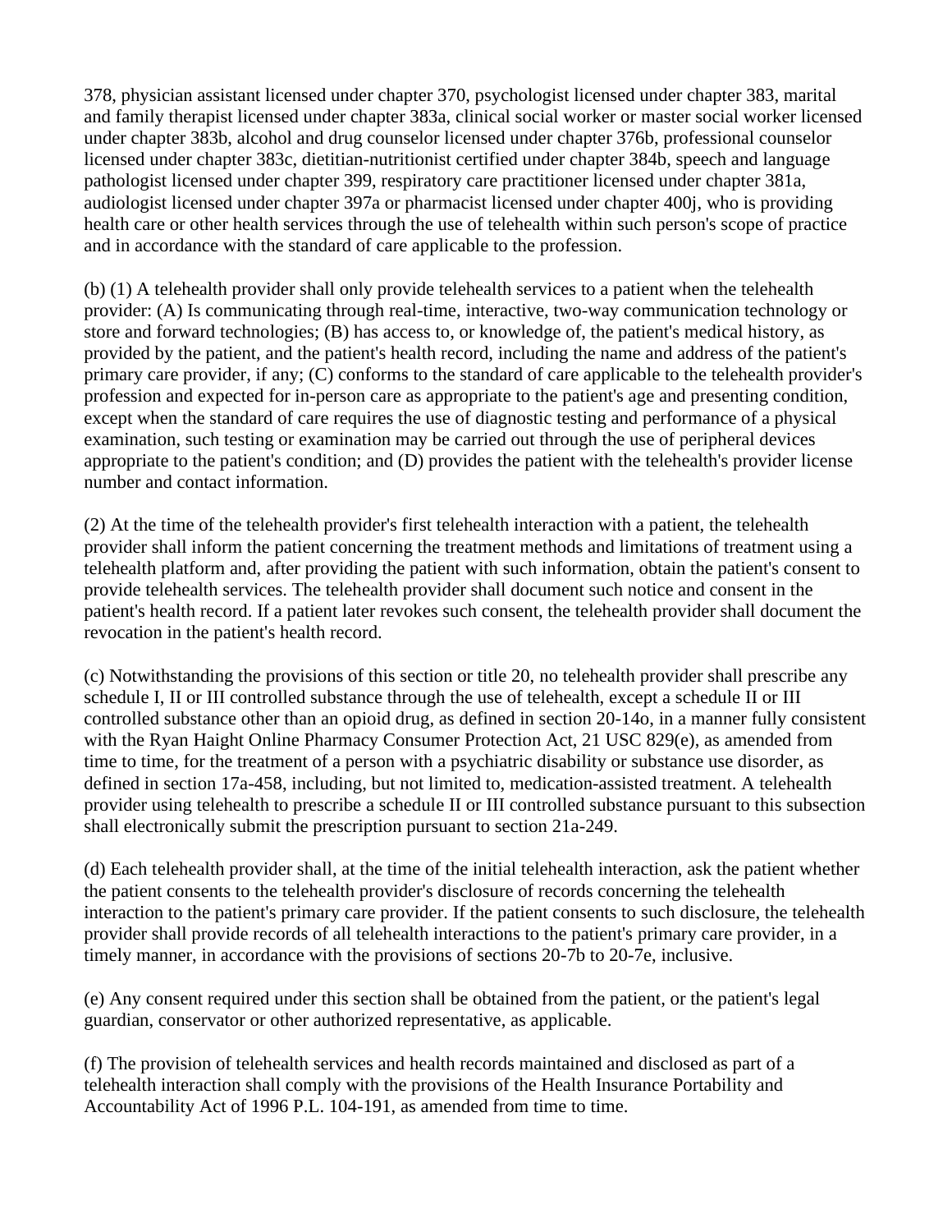378, physician assistant licensed under chapter 370, psychologist licensed under chapter 383, marital and family therapist licensed under chapter 383a, clinical social worker or master social worker licensed under chapter 383b, alcohol and drug counselor licensed under chapter 376b, professional counselor licensed under chapter 383c, dietitian-nutritionist certified under chapter 384b, speech and language pathologist licensed under chapter 399, respiratory care practitioner licensed under chapter 381a, audiologist licensed under chapter 397a or pharmacist licensed under chapter 400j, who is providing health care or other health services through the use of telehealth within such person's scope of practice and in accordance with the standard of care applicable to the profession.

(b) (1) A telehealth provider shall only provide telehealth services to a patient when the telehealth provider: (A) Is communicating through real-time, interactive, two-way communication technology or store and forward technologies; (B) has access to, or knowledge of, the patient's medical history, as provided by the patient, and the patient's health record, including the name and address of the patient's primary care provider, if any; (C) conforms to the standard of care applicable to the telehealth provider's profession and expected for in-person care as appropriate to the patient's age and presenting condition, except when the standard of care requires the use of diagnostic testing and performance of a physical examination, such testing or examination may be carried out through the use of peripheral devices appropriate to the patient's condition; and (D) provides the patient with the telehealth's provider license number and contact information.

(2) At the time of the telehealth provider's first telehealth interaction with a patient, the telehealth provider shall inform the patient concerning the treatment methods and limitations of treatment using a telehealth platform and, after providing the patient with such information, obtain the patient's consent to provide telehealth services. The telehealth provider shall document such notice and consent in the patient's health record. If a patient later revokes such consent, the telehealth provider shall document the revocation in the patient's health record.

(c) Notwithstanding the provisions of this section or title 20, no telehealth provider shall prescribe any schedule I, II or III controlled substance through the use of telehealth, except a schedule II or III controlled substance other than an opioid drug, as defined in section 20-14o, in a manner fully consistent with the Ryan Haight Online Pharmacy Consumer Protection Act, 21 USC 829(e), as amended from time to time, for the treatment of a person with a psychiatric disability or substance use disorder, as defined in section 17a-458, including, but not limited to, medication-assisted treatment. A telehealth provider using telehealth to prescribe a schedule II or III controlled substance pursuant to this subsection shall electronically submit the prescription pursuant to section 21a-249.

(d) Each telehealth provider shall, at the time of the initial telehealth interaction, ask the patient whether the patient consents to the telehealth provider's disclosure of records concerning the telehealth interaction to the patient's primary care provider. If the patient consents to such disclosure, the telehealth provider shall provide records of all telehealth interactions to the patient's primary care provider, in a timely manner, in accordance with the provisions of sections 20-7b to 20-7e, inclusive.

(e) Any consent required under this section shall be obtained from the patient, or the patient's legal guardian, conservator or other authorized representative, as applicable.

(f) The provision of telehealth services and health records maintained and disclosed as part of a telehealth interaction shall comply with the provisions of the Health Insurance Portability and Accountability Act of 1996 P.L. 104-191, as amended from time to time.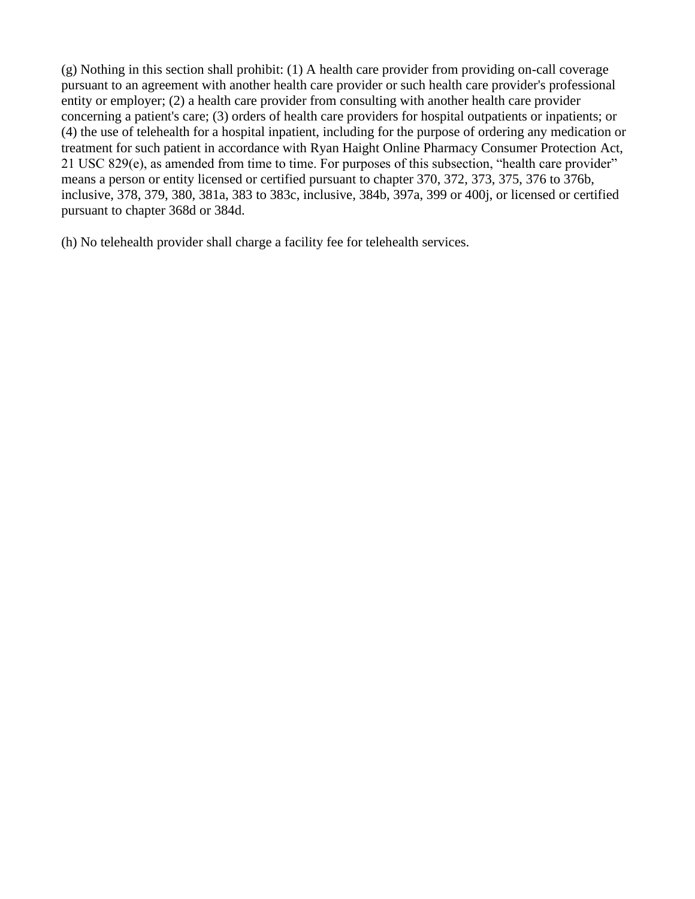(g) Nothing in this section shall prohibit: (1) A health care provider from providing on-call coverage pursuant to an agreement with another health care provider or such health care provider's professional entity or employer; (2) a health care provider from consulting with another health care provider concerning a patient's care; (3) orders of health care providers for hospital outpatients or inpatients; or (4) the use of telehealth for a hospital inpatient, including for the purpose of ordering any medication or treatment for such patient in accordance with Ryan Haight Online Pharmacy Consumer Protection Act, 21 USC 829(e), as amended from time to time. For purposes of this subsection, “health care provider” means a person or entity licensed or certified pursuant to chapter 370, 372, 373, 375, 376 to 376b, inclusive, 378, 379, 380, 381a, 383 to 383c, inclusive, 384b, 397a, 399 or 400j, or licensed or certified pursuant to chapter 368d or 384d.

(h) No telehealth provider shall charge a facility fee for telehealth services.